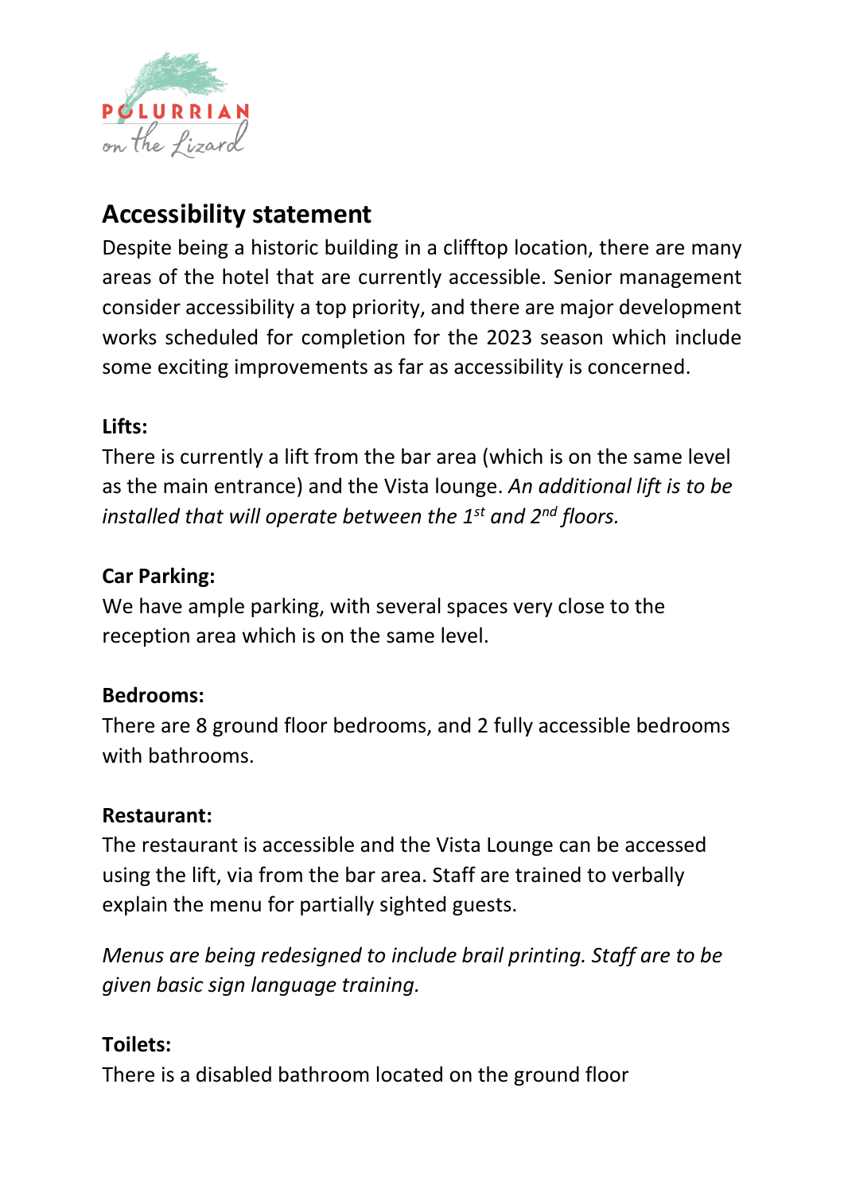POLURRIAN on the Lizard

# Accessibility statement

Despite being a historic building in a clifftop location, there are many areas of the hotel that are currently accessible. Senior management consider accessibility a top priority, and there are major development works scheduled for completion for the 2023 season which include some exciting improvements as far as accessibility is concerned.

**Lifts:**

There is currently a lift from the bar area (which is on the same level as the main entrance) and the Vista lounge. *An additional lift is to be installed that will operate between the 1st and 2nd floors.*

**Car Parking:**

We have ample parking, with several spaces very close to the reception area which is on the same level.

**Bedrooms:**

There are 8 ground floor bedrooms, and 2 fully accessible bedrooms with bathrooms.

**Restaurant:**

The restaurant is accessible and the Vista Lounge can be accessed using the lift, via from the bar area. Staff are trained to verbally explain the menu for partially sighted guests.

*Menus are being redesigned to include brail printing. Staff are to be given basic sign language training.*

**Toilets:**

There is a disabled bathroom located on the ground floor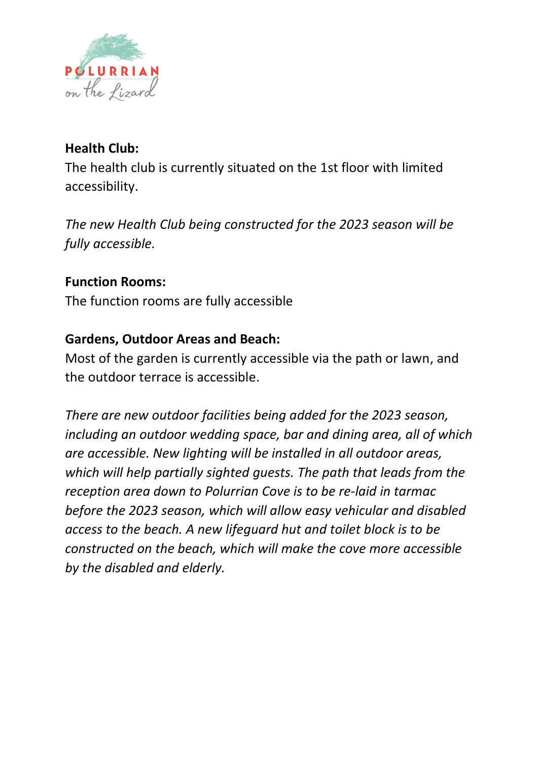**Health Club:**
The health club is currently situated on the 1st floor with limited accessibility.

*The new Health Club being constructed for the 2023 season will be fully accessible.*

**Function Rooms:**
The function rooms are fully accessible

**Gardens, Outdoor Areas and Beach:**
Most of the garden is currently accessible via the path or lawn, and the outdoor terrace is accessible.

*There are new outdoor facilities being added for the 2023 season, including an outdoor wedding space, bar and dining area, all of which are accessible. New lighting will be installed in all outdoor areas, which will help partially sighted guests. The path that leads from the reception area down to Polurrian Cove is to be re-laid in tarmac before the 2023 season, which will allow easy vehicular and disabled access to the beach. A new lifeguard hut and toilet block is to be constructed on the beach, which will make the cove more accessible by the disabled and elderly.*